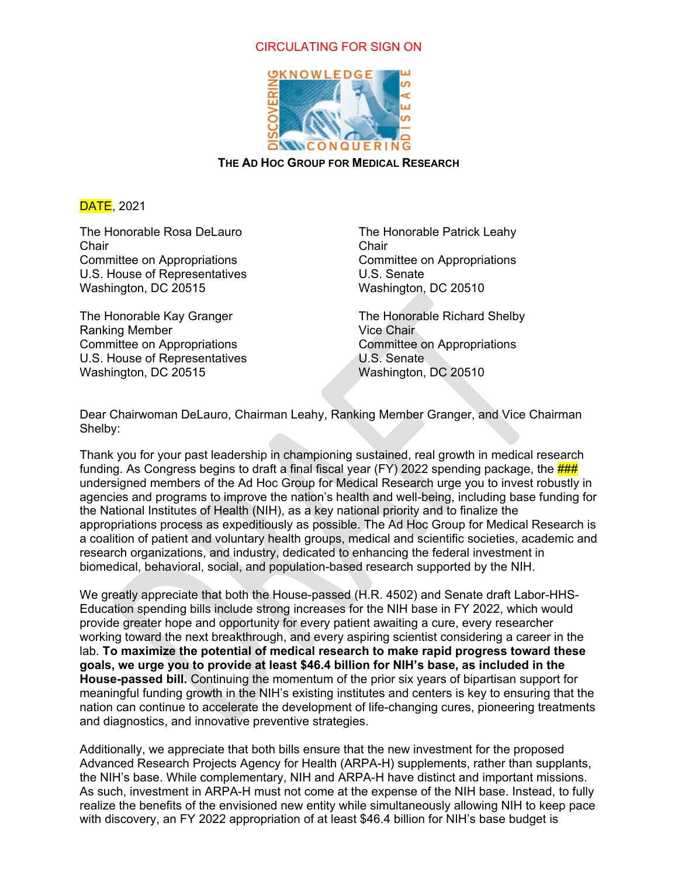CIRCULATING FOR SIGN ON

**THE AD HOC GROUP FOR MEDICAL RESEARCH**

DATE, 2021

The Honorable Rosa DeLauro
Chair
Committee on Appropriations
U.S. House of Representatives
Washington, DC 20515

The Honorable Kay Granger
Ranking Member
Committee on Appropriations
U.S. House of Representatives
Washington, DC 20515

The Honorable Patrick Leahy
Chair
Committee on Appropriations
U.S. Senate
Washington, DC 20510

The Honorable Richard Shelby
Vice Chair
Committee on Appropriations
U.S. Senate
Washington, DC 20510

Dear Chairwoman DeLauro, Chairman Leahy, Ranking Member Granger, and Vice Chairman Shelby:

Thank you for your past leadership in championing sustained, real growth in medical research funding. As Congress begins to draft a final fiscal year (FY) 2022 spending package, the ### undersigned members of the Ad Hoc Group for Medical Research urge you to invest robustly in agencies and programs to improve the nation's health and well-being, including base funding for the National Institutes of Health (NIH), as a key national priority and to finalize the appropriations process as expeditiously as possible. The Ad Hoc Group for Medical Research is a coalition of patient and voluntary health groups, medical and scientific societies, academic and research organizations, and industry, dedicated to enhancing the federal investment in biomedical, behavioral, social, and population-based research supported by the NIH.

We greatly appreciate that both the House-passed (H.R. 4502) and Senate draft Labor-HHS-Education spending bills include strong increases for the NIH base in FY 2022, which would provide greater hope and opportunity for every patient awaiting a cure, every researcher working toward the next breakthrough, and every aspiring scientist considering a career in the lab. **To maximize the potential of medical research to make rapid progress toward these goals, we urge you to provide at least $46.4 billion for NIH's base, as included in the House-passed bill.** Continuing the momentum of the prior six years of bipartisan support for meaningful funding growth in the NIH's existing institutes and centers is key to ensuring that the nation can continue to accelerate the development of life-changing cures, pioneering treatments and diagnostics, and innovative preventive strategies.

Additionally, we appreciate that both bills ensure that the new investment for the proposed Advanced Research Projects Agency for Health (ARPA-H) supplements, rather than supplants, the NIH's base. While complementary, NIH and ARPA-H have distinct and important missions. As such, investment in ARPA-H must not come at the expense of the NIH base. Instead, to fully realize the benefits of the envisioned new entity while simultaneously allowing NIH to keep pace with discovery, an FY 2022 appropriation of at least $46.4 billion for NIH's base budget is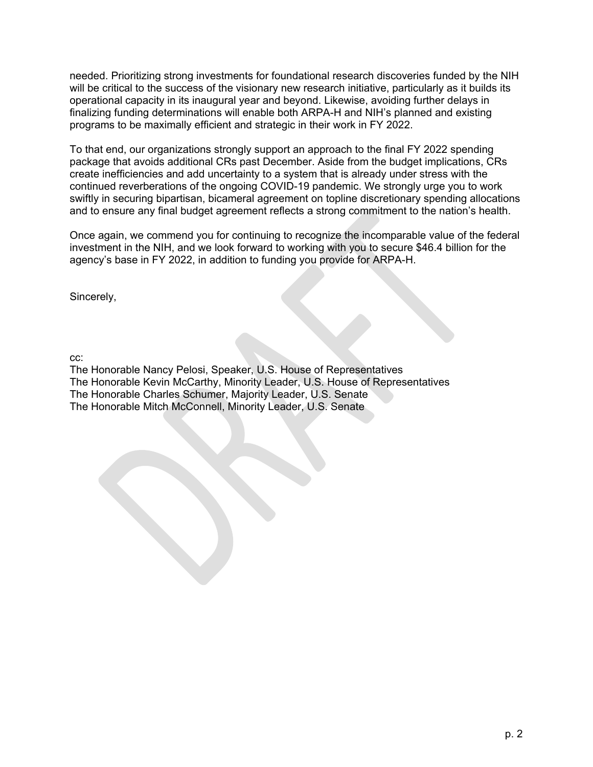needed. Prioritizing strong investments for foundational research discoveries funded by the NIH will be critical to the success of the visionary new research initiative, particularly as it builds its operational capacity in its inaugural year and beyond. Likewise, avoiding further delays in finalizing funding determinations will enable both ARPA-H and NIH's planned and existing programs to be maximally efficient and strategic in their work in FY 2022.

To that end, our organizations strongly support an approach to the final FY 2022 spending package that avoids additional CRs past December. Aside from the budget implications, CRs create inefficiencies and add uncertainty to a system that is already under stress with the continued reverberations of the ongoing COVID-19 pandemic. We strongly urge you to work swiftly in securing bipartisan, bicameral agreement on topline discretionary spending allocations and to ensure any final budget agreement reflects a strong commitment to the nation's health.

Once again, we commend you for continuing to recognize the incomparable value of the federal investment in the NIH, and we look forward to working with you to secure $46.4 billion for the agency's base in FY 2022, in addition to funding you provide for ARPA-H.

Sincerely,

cc:
The Honorable Nancy Pelosi, Speaker, U.S. House of Representatives
The Honorable Kevin McCarthy, Minority Leader, U.S. House of Representatives
The Honorable Charles Schumer, Majority Leader, U.S. Senate
The Honorable Mitch McConnell, Minority Leader, U.S. Senate